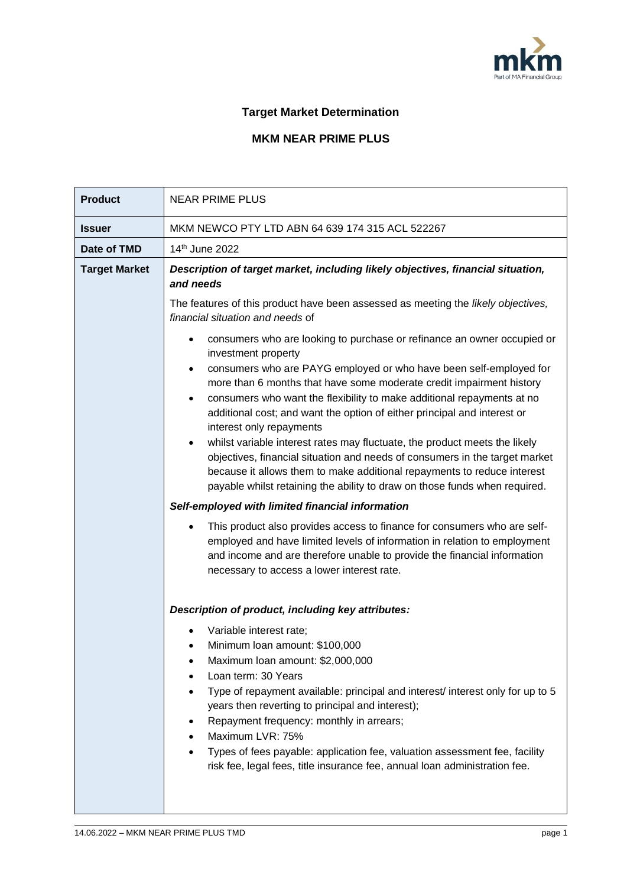# Target Market Determination

## MKM NEAR PRIME PLUS

| **Product** | NEAR PRIME PLUS |
|---|---|
| **Issuer** | MKM NEWCO PTY LTD ABN 64 639 174 315 ACL 522267 |
| **Date of TMD** | 14th June 2022 |
| **Target Market** | ***Description of target market, including likely objectives, financial situation, and needs***<br><br>The features of this product have been assessed as meeting the *likely objectives, financial situation and needs* of<br><br>• consumers who are looking to purchase or refinance an owner occupied or investment property<br>• consumers who are PAYG employed or who have been self-employed for more than 6 months that have some moderate credit impairment history<br>• consumers who want the flexibility to make additional repayments at no additional cost; and want the option of either principal and interest or interest only repayments<br>• whilst variable interest rates may fluctuate, the product meets the likely objectives, financial situation and needs of consumers in the target market because it allows them to make additional repayments to reduce interest payable whilst retaining the ability to draw on those funds when required.<br><br>***Self-employed with limited financial information***<br><br>• This product also provides access to finance for consumers who are self-employed and have limited levels of information in relation to employment and income and are therefore unable to provide the financial information necessary to access a lower interest rate.<br><br>***Description of product, including key attributes:***<br><br>• Variable interest rate;<br>• Minimum loan amount: $100,000<br>• Maximum loan amount: $2,000,000<br>• Loan term: 30 Years<br>• Type of repayment available: principal and interest/ interest only for up to 5 years then reverting to principal and interest);<br>• Repayment frequency: monthly in arrears;<br>• Maximum LVR: 75%<br>• Types of fees payable: application fee, valuation assessment fee, facility risk fee, legal fees, title insurance fee, annual loan administration fee. |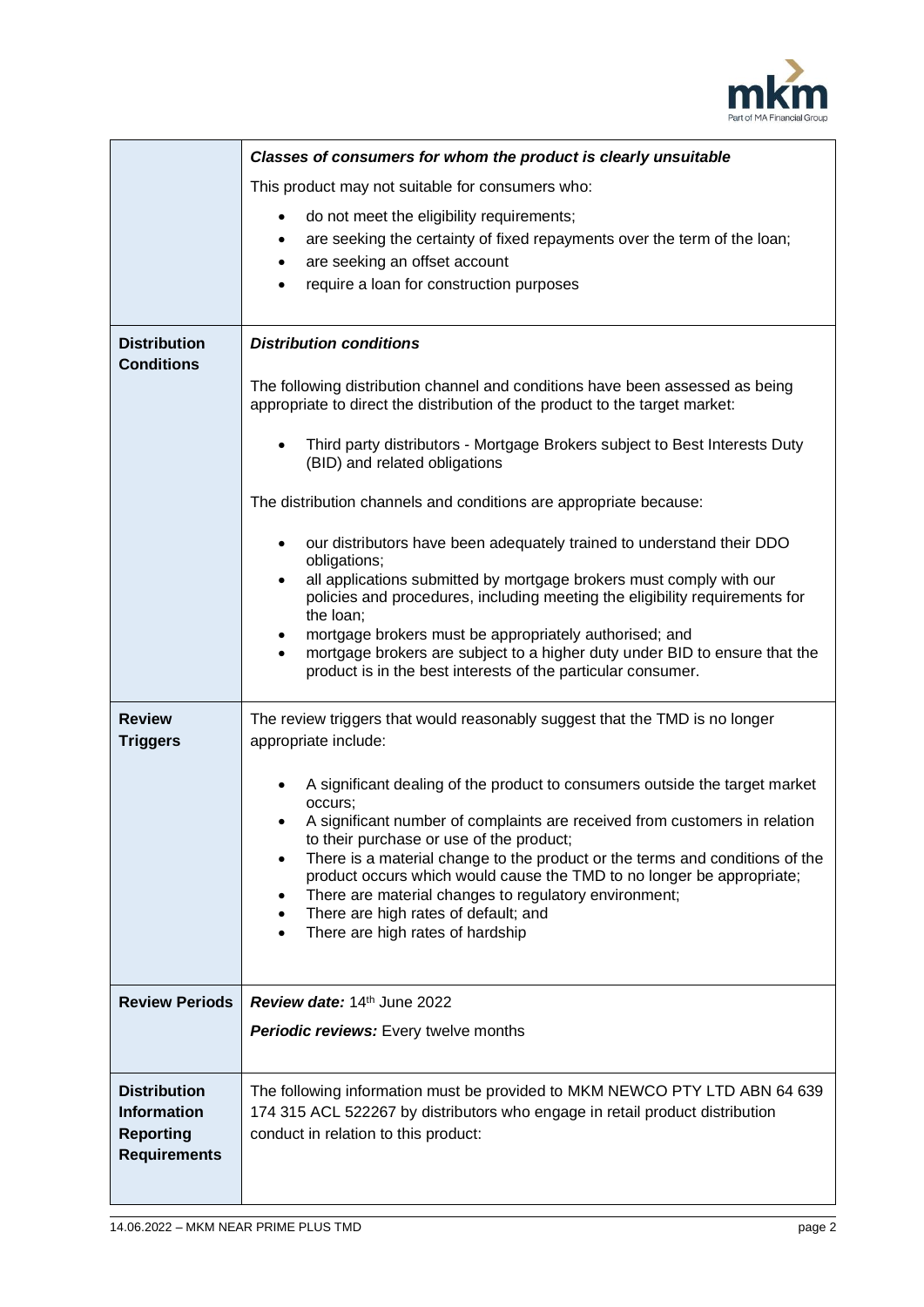| | |
|---|---|
| | ***Classes of consumers for whom the product is clearly unsuitable***<br><br>This product may not suitable for consumers who:<br><br>• do not meet the eligibility requirements;<br>• are seeking the certainty of fixed repayments over the term of the loan;<br>• are seeking an offset account<br>• require a loan for construction purposes |
| **Distribution Conditions** | ***Distribution conditions***<br><br>The following distribution channel and conditions have been assessed as being appropriate to direct the distribution of the product to the target market:<br><br>• Third party distributors - Mortgage Brokers subject to Best Interests Duty (BID) and related obligations<br><br>The distribution channels and conditions are appropriate because:<br><br>• our distributors have been adequately trained to understand their DDO obligations;<br>• all applications submitted by mortgage brokers must comply with our policies and procedures, including meeting the eligibility requirements for the loan;<br>• mortgage brokers must be appropriately authorised; and<br>• mortgage brokers are subject to a higher duty under BID to ensure that the product is in the best interests of the particular consumer. |
| **Review Triggers** | The review triggers that would reasonably suggest that the TMD is no longer appropriate include:<br><br>• A significant dealing of the product to consumers outside the target market occurs;<br>• A significant number of complaints are received from customers in relation to their purchase or use of the product;<br>• There is a material change to the product or the terms and conditions of the product occurs which would cause the TMD to no longer be appropriate;<br>• There are material changes to regulatory environment;<br>• There are high rates of default; and<br>• There are high rates of hardship |
| **Review Periods** | ***Review date:*** 14th June 2022<br><br>***Periodic reviews:*** Every twelve months |
| **Distribution Information Reporting Requirements** | The following information must be provided to MKM NEWCO PTY LTD ABN 64 639 174 315 ACL 522267 by distributors who engage in retail product distribution conduct in relation to this product: |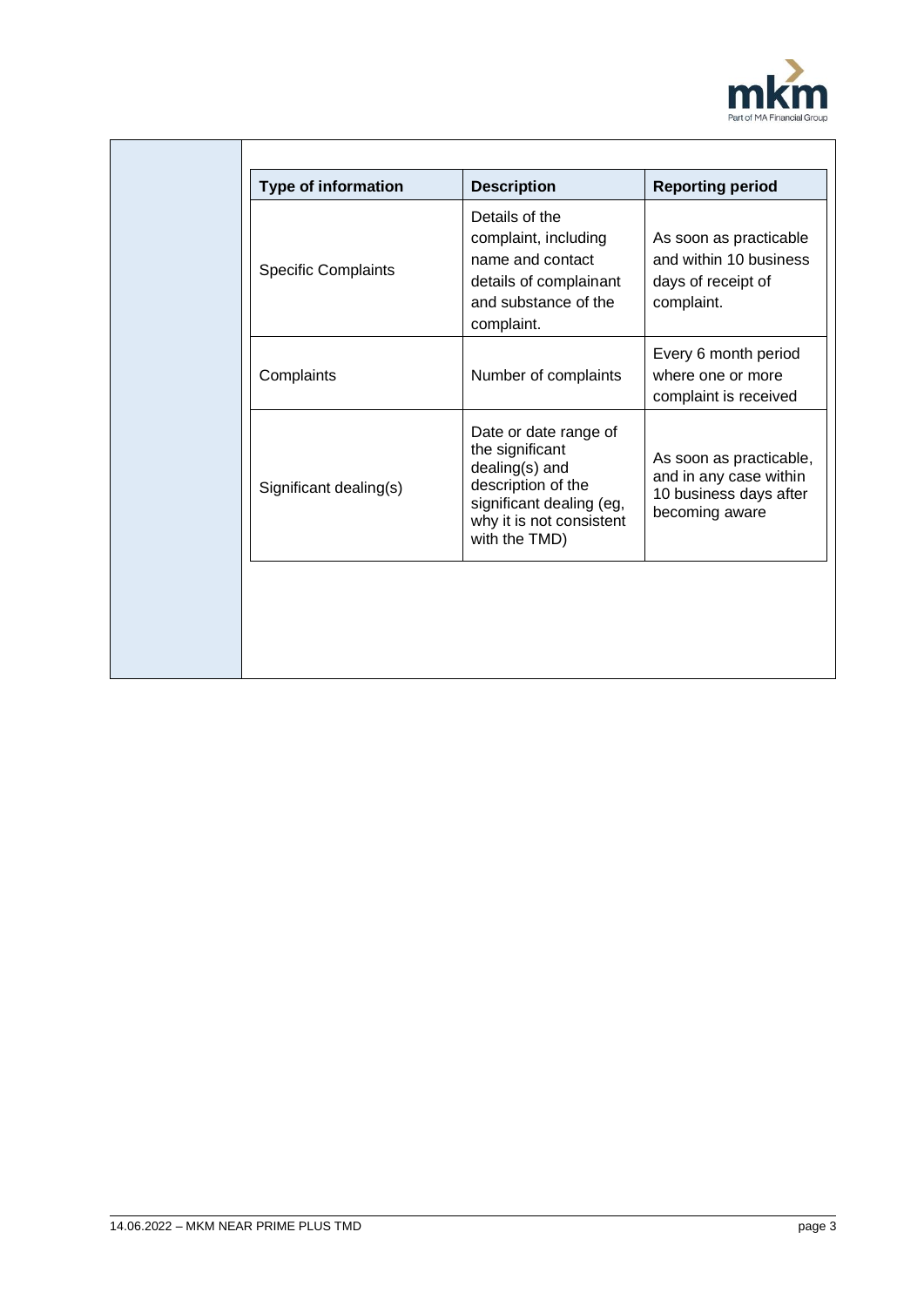| Type of information | Description | Reporting period |
|---|---|---|
| Specific Complaints | Details of the complaint, including name and contact details of complainant and substance of the complaint. | As soon as practicable and within 10 business days of receipt of complaint. |
| Complaints | Number of complaints | Every 6 month period where one or more complaint is received |
| Significant dealing(s) | Date or date range of the significant dealing(s) and description of the significant dealing (eg, why it is not consistent with the TMD) | As soon as practicable, and in any case within 10 business days after becoming aware |